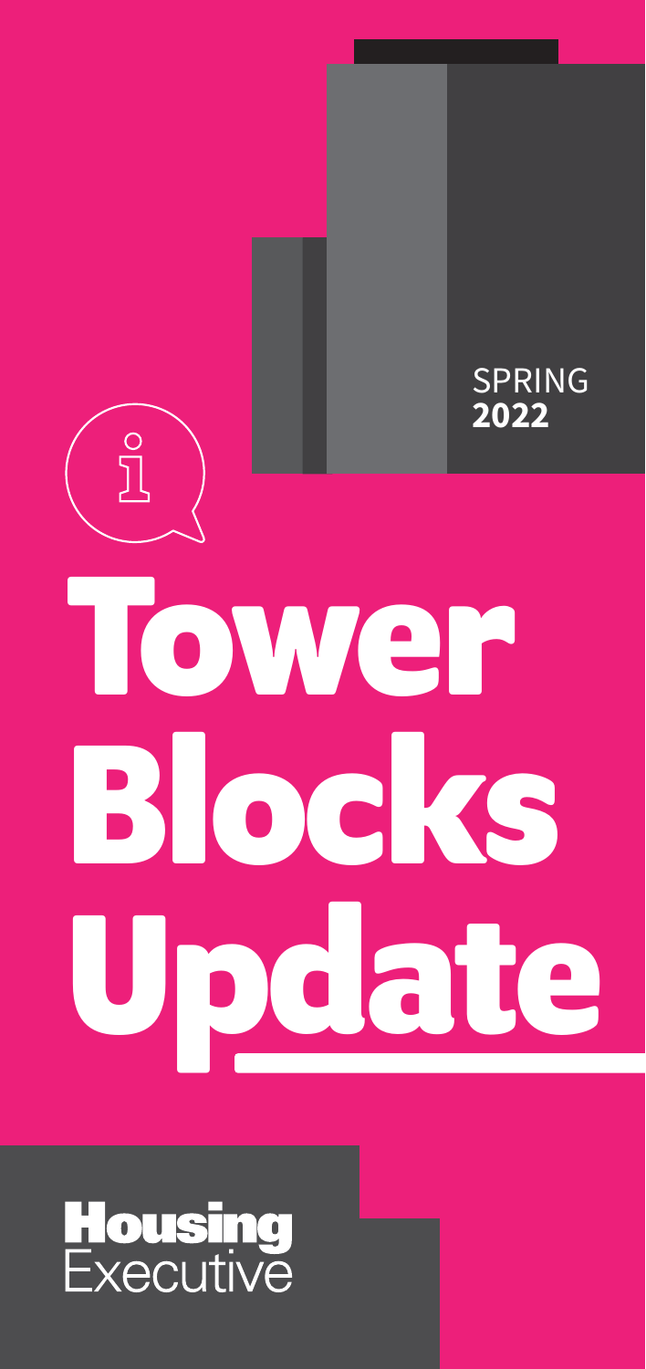SPRING **2022**

# Tower Blocks Update

**Housing** Executive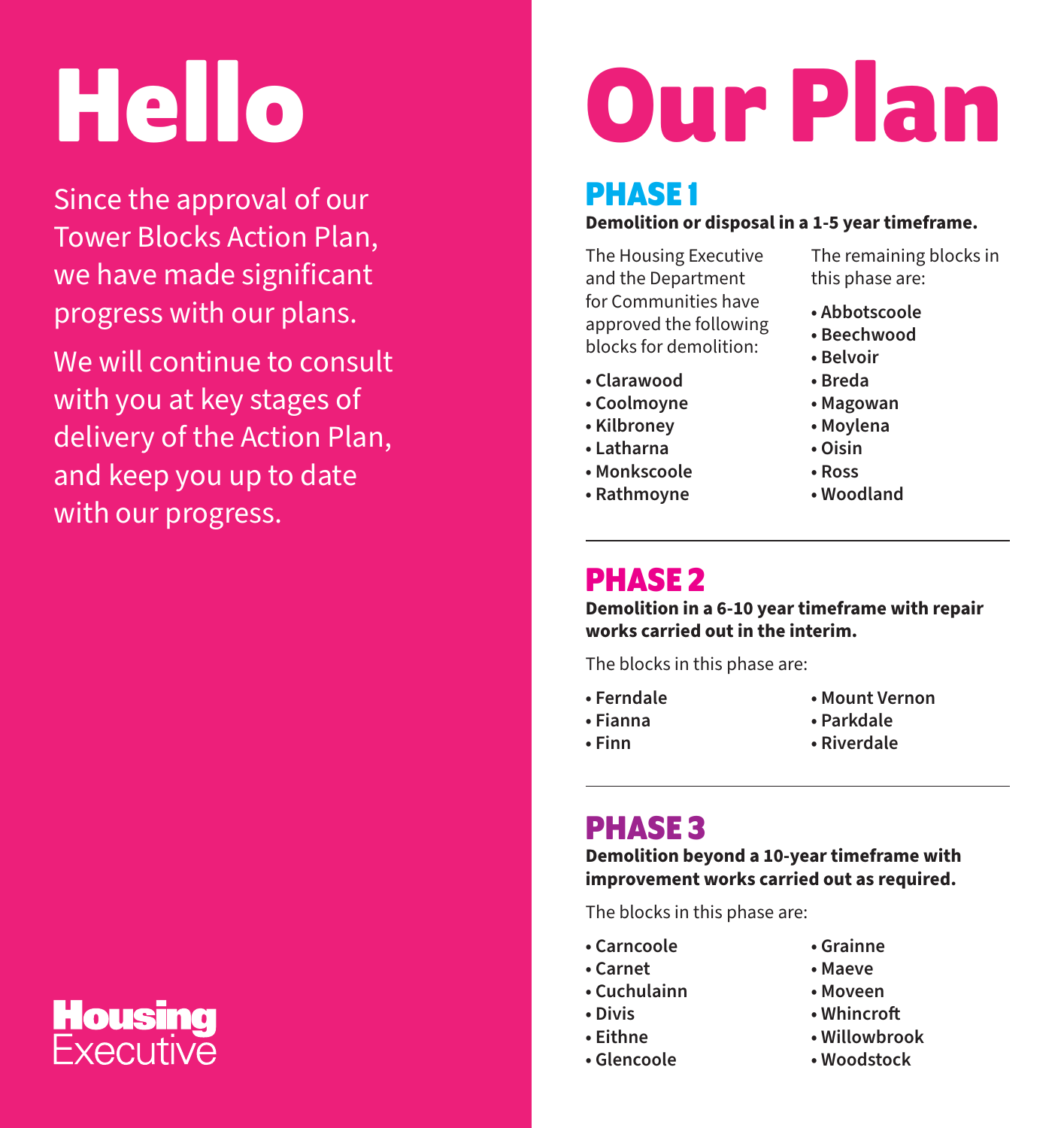# Hello

Since the approval of our Tower Blocks Action Plan, we have made significant progress with our plans.

We will continue to consult with you at key stages of delivery of the Action Plan, and keep you up to date with our progress.

Housing Executive

# Our Plan

## PHASE 1

**Demolition or disposal in a 1-5 year timeframe.**

The Housing Executive and the Department for Communities have approved the following blocks for demolition:

- **Clarawood**
- **Coolmoyne**
- **Kilbroney**
- **Latharna**
- **Monkscoole**
- **Rathmoyne**

The remaining blocks in this phase are:

- **Abbotscoole**
- **Beechwood**
- **Belvoir**
- **Breda**
- **Magowan**
- **Moylena**
- **Oisin**
- **Ross**
- **Woodland**

---

## PHASE 2

**Demolition in a 6-10 year timeframe with repair works carried out in the interim.**

The blocks in this phase are:

- **Ferndale**
- **Fianna**
- **Finn**
- **Mount Vernon**
- **Parkdale**
- **Riverdale**

---

## PHASE 3

**Demolition beyond a 10-year timeframe with improvement works carried out as required.**

The blocks in this phase are:

- **Carncoole**
- **Carnet**
- **Cuchulainn**
- **Divis**
- **Eithne**
- **Glencoole**
- **Grainne**
- **Maeve**
- **Moveen**
- **Whincroft**
- **Willowbrook**
- **Woodstock**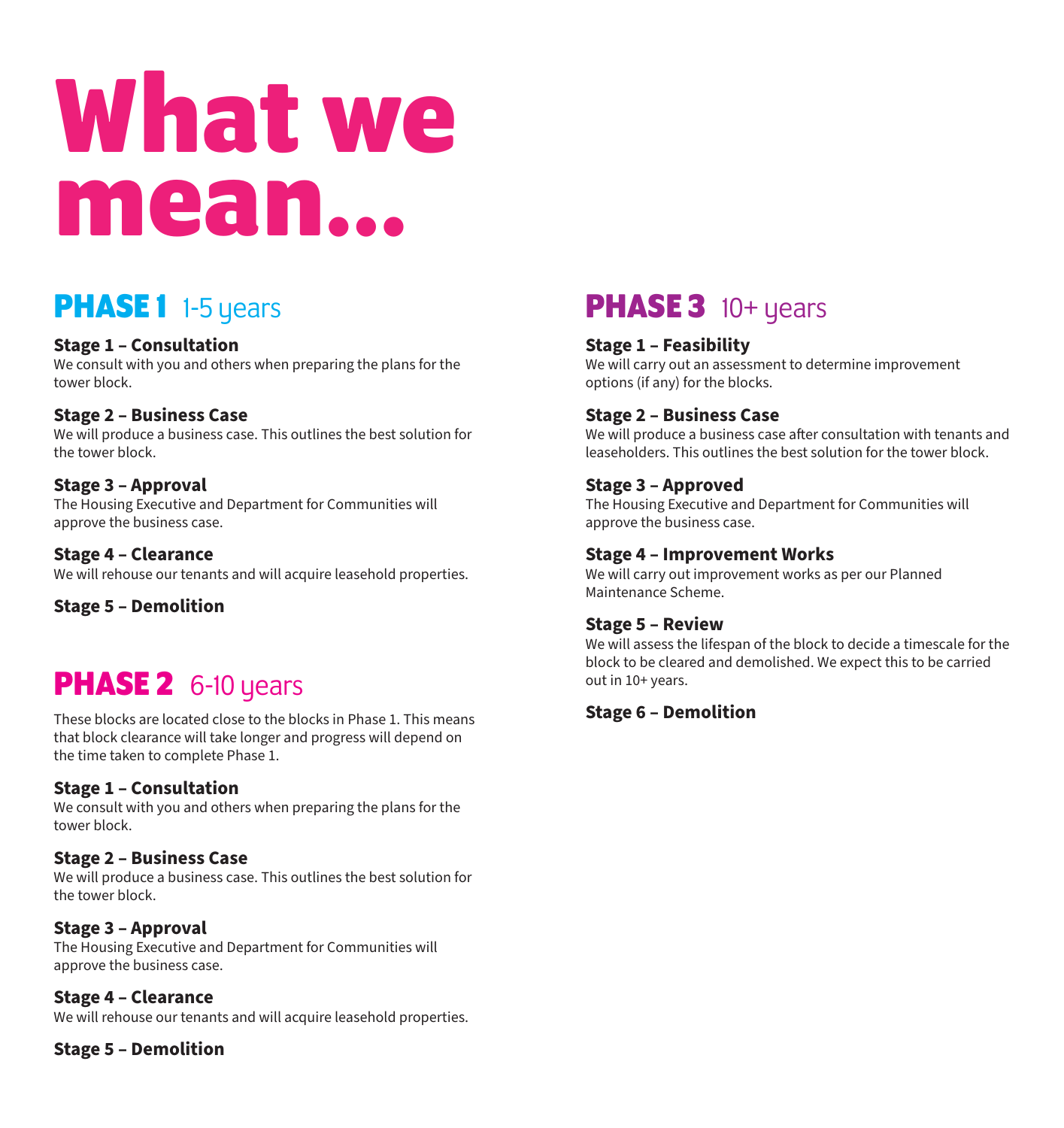# What we mean...

## PHASE 1 1-5 years

**Stage 1 – Consultation**
We consult with you and others when preparing the plans for the tower block.

**Stage 2 – Business Case**
We will produce a business case. This outlines the best solution for the tower block.

**Stage 3 – Approval**
The Housing Executive and Department for Communities will approve the business case.

**Stage 4 – Clearance**
We will rehouse our tenants and will acquire leasehold properties.

**Stage 5 – Demolition**

## PHASE 2 6-10 years

These blocks are located close to the blocks in Phase 1. This means that block clearance will take longer and progress will depend on the time taken to complete Phase 1.

**Stage 1 – Consultation**
We consult with you and others when preparing the plans for the tower block.

**Stage 2 – Business Case**
We will produce a business case. This outlines the best solution for the tower block.

**Stage 3 – Approval**
The Housing Executive and Department for Communities will approve the business case.

**Stage 4 – Clearance**
We will rehouse our tenants and will acquire leasehold properties.

**Stage 5 – Demolition**

## PHASE 3 10+ years

**Stage 1 – Feasibility**
We will carry out an assessment to determine improvement options (if any) for the blocks.

**Stage 2 – Business Case**
We will produce a business case after consultation with tenants and leaseholders. This outlines the best solution for the tower block.

**Stage 3 – Approved**
The Housing Executive and Department for Communities will approve the business case.

**Stage 4 – Improvement Works**
We will carry out improvement works as per our Planned Maintenance Scheme.

**Stage 5 – Review**
We will assess the lifespan of the block to decide a timescale for the block to be cleared and demolished. We expect this to be carried out in 10+ years.

**Stage 6 – Demolition**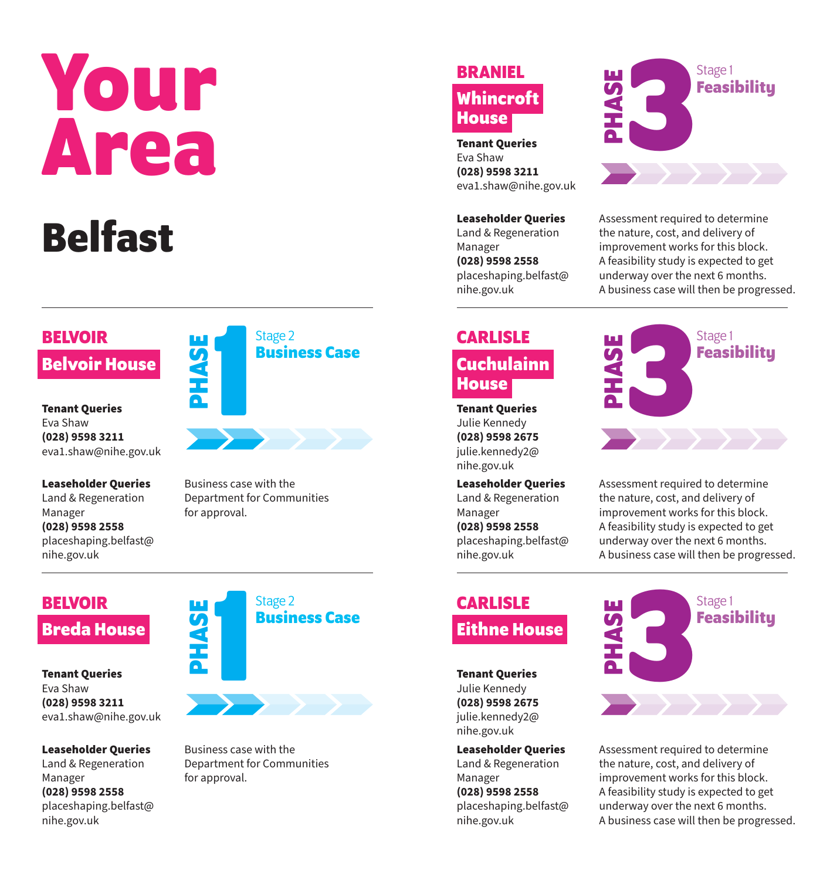# Your Area

## Belfast

---

### BELVOIR

#### Belvoir House

**PHASE 1** — Stage 2 **Business Case**

**Tenant Queries**
Eva Shaw
**(028) 9598 3211**
eva1.shaw@nihe.gov.uk

**Leaseholder Queries**
Land & Regeneration Manager
**(028) 9598 2558**
placeshaping.belfast@nihe.gov.uk

Business case with the Department for Communities for approval.

---

### BELVOIR

#### Breda House

**PHASE 1** — Stage 2 **Business Case**

**Tenant Queries**
Eva Shaw
**(028) 9598 3211**
eva1.shaw@nihe.gov.uk

**Leaseholder Queries**
Land & Regeneration Manager
**(028) 9598 2558**
placeshaping.belfast@nihe.gov.uk

Business case with the Department for Communities for approval.

---

### BRANIEL

#### Whincroft House

**PHASE 3** — Stage 1 **Feasibility**

**Tenant Queries**
Eva Shaw
**(028) 9598 3211**
eva1.shaw@nihe.gov.uk

**Leaseholder Queries**
Land & Regeneration Manager
**(028) 9598 2558**
placeshaping.belfast@nihe.gov.uk

Assessment required to determine the nature, cost, and delivery of improvement works for this block. A feasibility study is expected to get underway over the next 6 months. A business case will then be progressed.

---

### CARLISLE

#### Cuchulainn House

**PHASE 3** — Stage 1 **Feasibility**

**Tenant Queries**
Julie Kennedy
**(028) 9598 2675**
julie.kennedy2@nihe.gov.uk

**Leaseholder Queries**
Land & Regeneration Manager
**(028) 9598 2558**
placeshaping.belfast@nihe.gov.uk

Assessment required to determine the nature, cost, and delivery of improvement works for this block. A feasibility study is expected to get underway over the next 6 months. A business case will then be progressed.

---

### CARLISLE

#### Eithne House

**PHASE 3** — Stage 1 **Feasibility**

**Tenant Queries**
Julie Kennedy
**(028) 9598 2675**
julie.kennedy2@nihe.gov.uk

**Leaseholder Queries**
Land & Regeneration Manager
**(028) 9598 2558**
placeshaping.belfast@nihe.gov.uk

Assessment required to determine the nature, cost, and delivery of improvement works for this block. A feasibility study is expected to get underway over the next 6 months. A business case will then be progressed.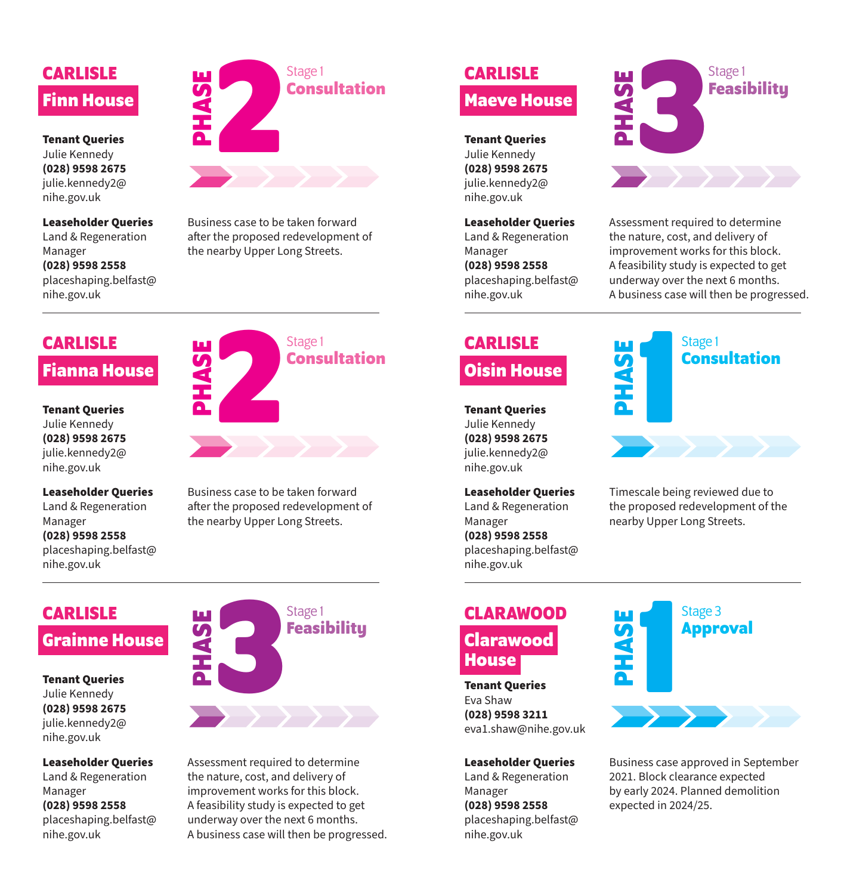## CARLISLE

### Finn House

**PHASE 2** — Stage 1 **Consultation**

**Tenant Queries**
Julie Kennedy
**(028) 9598 2675**
julie.kennedy2@nihe.gov.uk

**Leaseholder Queries**
Land & Regeneration Manager
**(028) 9598 2558**
placeshaping.belfast@nihe.gov.uk

Business case to be taken forward after the proposed redevelopment of the nearby Upper Long Streets.

---

## CARLISLE

### Fianna House

**PHASE 2** — Stage 1 **Consultation**

**Tenant Queries**
Julie Kennedy
**(028) 9598 2675**
julie.kennedy2@nihe.gov.uk

**Leaseholder Queries**
Land & Regeneration Manager
**(028) 9598 2558**
placeshaping.belfast@nihe.gov.uk

Business case to be taken forward after the proposed redevelopment of the nearby Upper Long Streets.

---

## CARLISLE

### Grainne House

**PHASE 3** — Stage 1 **Feasibility**

**Tenant Queries**
Julie Kennedy
**(028) 9598 2675**
julie.kennedy2@nihe.gov.uk

**Leaseholder Queries**
Land & Regeneration Manager
**(028) 9598 2558**
placeshaping.belfast@nihe.gov.uk

Assessment required to determine the nature, cost, and delivery of improvement works for this block.
A feasibility study is expected to get underway over the next 6 months.
A business case will then be progressed.

---

## CARLISLE

### Maeve House

**PHASE 3** — Stage 1 **Feasibility**

**Tenant Queries**
Julie Kennedy
**(028) 9598 2675**
julie.kennedy2@nihe.gov.uk

**Leaseholder Queries**
Land & Regeneration Manager
**(028) 9598 2558**
placeshaping.belfast@nihe.gov.uk

Assessment required to determine the nature, cost, and delivery of improvement works for this block.
A feasibility study is expected to get underway over the next 6 months.
A business case will then be progressed.

---

## CARLISLE

### Oisin House

**PHASE 1** — Stage 1 **Consultation**

**Tenant Queries**
Julie Kennedy
**(028) 9598 2675**
julie.kennedy2@nihe.gov.uk

**Leaseholder Queries**
Land & Regeneration Manager
**(028) 9598 2558**
placeshaping.belfast@nihe.gov.uk

Timescale being reviewed due to the proposed redevelopment of the nearby Upper Long Streets.

---

## CLARAWOOD

### Clarawood House

**PHASE 1** — Stage 3 **Approval**

**Tenant Queries**
Eva Shaw
**(028) 9598 3211**
eva1.shaw@nihe.gov.uk

**Leaseholder Queries**
Land & Regeneration Manager
**(028) 9598 2558**
placeshaping.belfast@nihe.gov.uk

Business case approved in September 2021. Block clearance expected by early 2024. Planned demolition expected in 2024/25.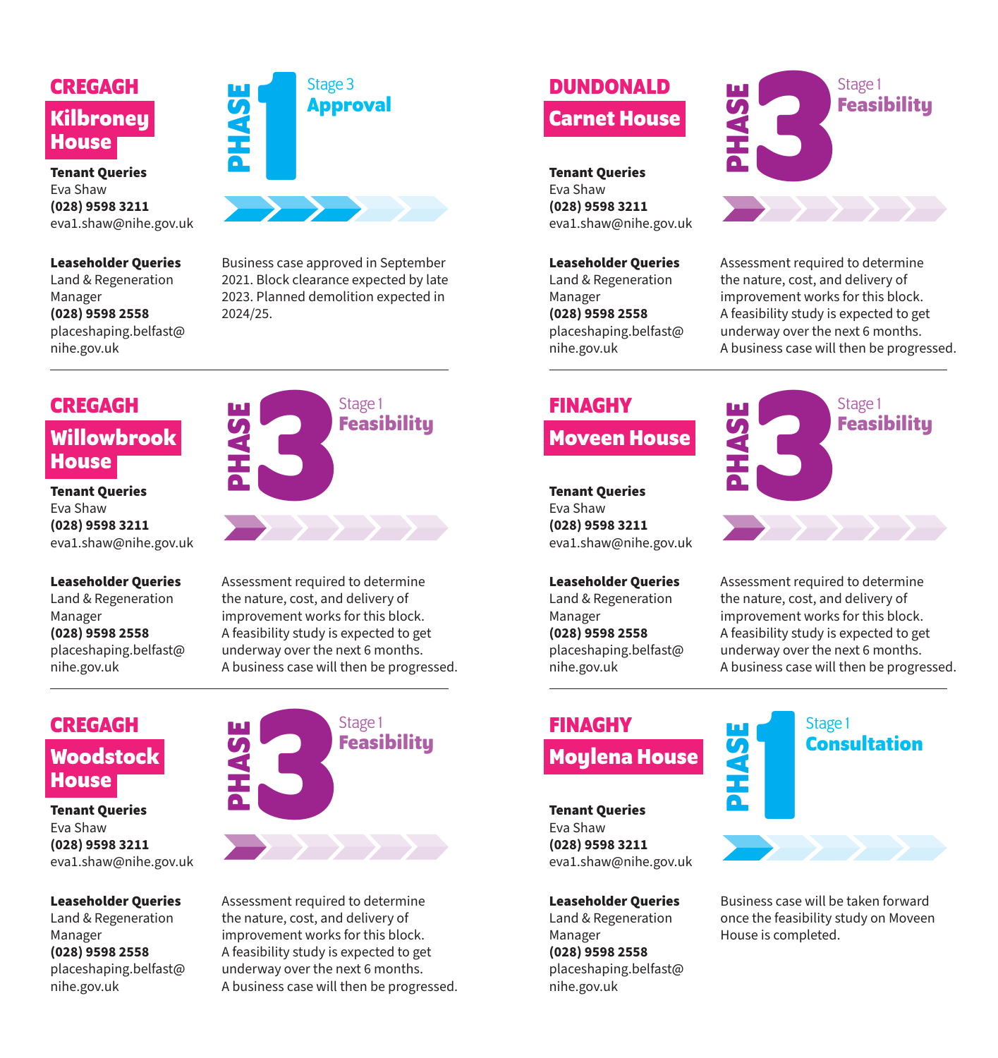## CREGAGH

### Kilbroney House

**PHASE 1** — Stage 3 **Approval**

**Tenant Queries**
Eva Shaw
**(028) 9598 3211**
eva1.shaw@nihe.gov.uk

**Leaseholder Queries**
Land & Regeneration Manager
**(028) 9598 2558**
placeshaping.belfast@nihe.gov.uk

Business case approved in September 2021. Block clearance expected by late 2023. Planned demolition expected in 2024/25.

---

## CREGAGH

### Willowbrook House

**PHASE 3** — Stage 1 **Feasibility**

**Tenant Queries**
Eva Shaw
**(028) 9598 3211**
eva1.shaw@nihe.gov.uk

**Leaseholder Queries**
Land & Regeneration Manager
**(028) 9598 2558**
placeshaping.belfast@nihe.gov.uk

Assessment required to determine the nature, cost, and delivery of improvement works for this block. A feasibility study is expected to get underway over the next 6 months. A business case will then be progressed.

---

## CREGAGH

### Woodstock House

**PHASE 3** — Stage 1 **Feasibility**

**Tenant Queries**
Eva Shaw
**(028) 9598 3211**
eva1.shaw@nihe.gov.uk

**Leaseholder Queries**
Land & Regeneration Manager
**(028) 9598 2558**
placeshaping.belfast@nihe.gov.uk

Assessment required to determine the nature, cost, and delivery of improvement works for this block. A feasibility study is expected to get underway over the next 6 months. A business case will then be progressed.

---

## DUNDONALD

### Carnet House

**PHASE 3** — Stage 1 **Feasibility**

**Tenant Queries**
Eva Shaw
**(028) 9598 3211**
eva1.shaw@nihe.gov.uk

**Leaseholder Queries**
Land & Regeneration Manager
**(028) 9598 2558**
placeshaping.belfast@nihe.gov.uk

Assessment required to determine the nature, cost, and delivery of improvement works for this block. A feasibility study is expected to get underway over the next 6 months. A business case will then be progressed.

---

## FINAGHY

### Moveen House

**PHASE 3** — Stage 1 **Feasibility**

**Tenant Queries**
Eva Shaw
**(028) 9598 3211**
eva1.shaw@nihe.gov.uk

**Leaseholder Queries**
Land & Regeneration Manager
**(028) 9598 2558**
placeshaping.belfast@nihe.gov.uk

Assessment required to determine the nature, cost, and delivery of improvement works for this block. A feasibility study is expected to get underway over the next 6 months. A business case will then be progressed.

---

## FINAGHY

### Moylena House

**PHASE 1** — Stage 1 **Consultation**

**Tenant Queries**
Eva Shaw
**(028) 9598 3211**
eva1.shaw@nihe.gov.uk

**Leaseholder Queries**
Land & Regeneration Manager
**(028) 9598 2558**
placeshaping.belfast@nihe.gov.uk

Business case will be taken forward once the feasibility study on Moveen House is completed.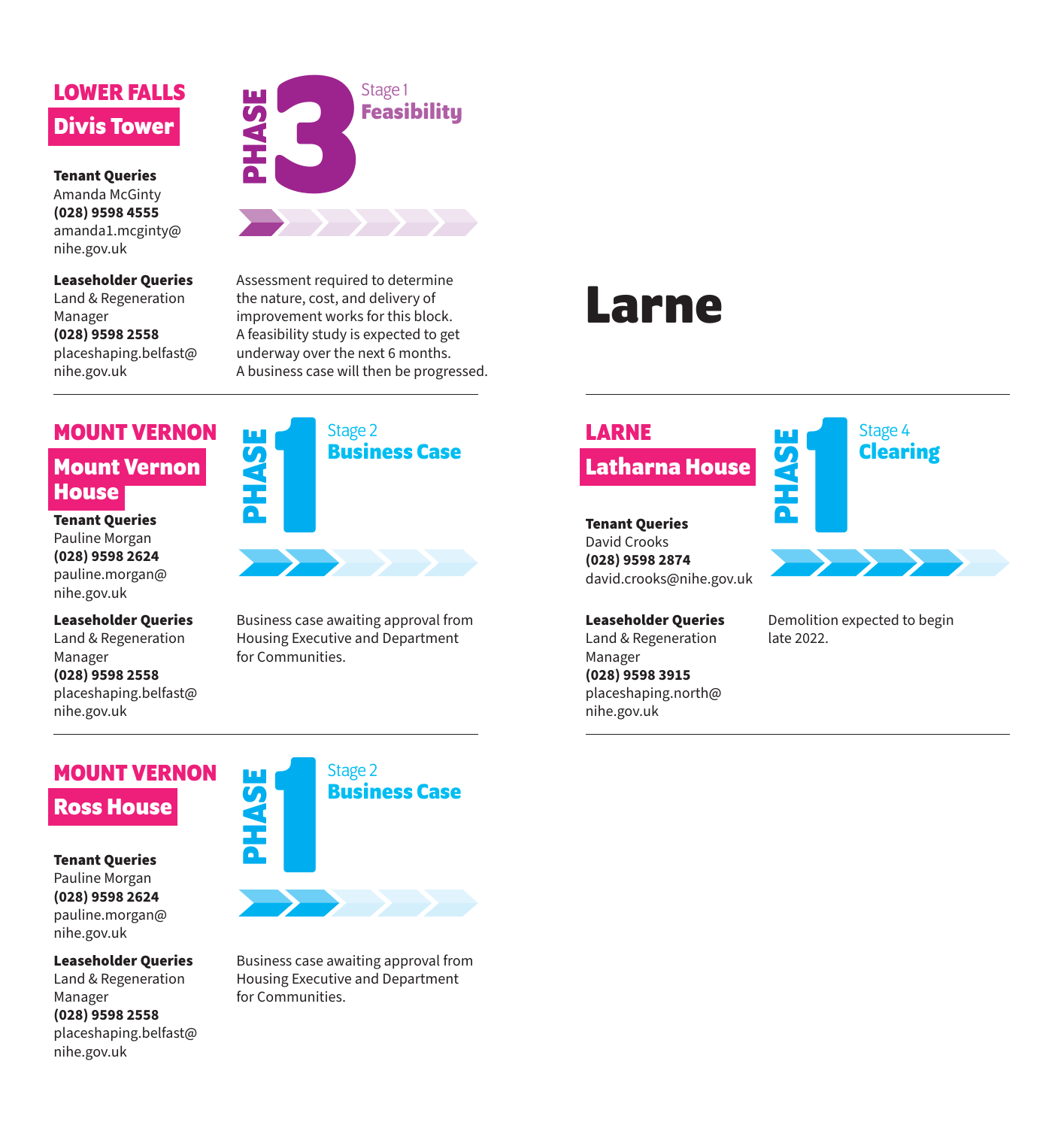## LOWER FALLS

### Divis Tower

**Tenant Queries**
Amanda McGinty
**(028) 9598 4555**
amanda1.mcginty@nihe.gov.uk

**Leaseholder Queries**
Land & Regeneration Manager
**(028) 9598 2558**
placeshaping.belfast@nihe.gov.uk

**PHASE 3**
Stage 1
**Feasibility**

Assessment required to determine the nature, cost, and delivery of improvement works for this block. A feasibility study is expected to get underway over the next 6 months. A business case will then be progressed.

---

## MOUNT VERNON

### Mount Vernon House

**Tenant Queries**
Pauline Morgan
**(028) 9598 2624**
pauline.morgan@nihe.gov.uk

**Leaseholder Queries**
Land & Regeneration Manager
**(028) 9598 2558**
placeshaping.belfast@nihe.gov.uk

**PHASE 1**
Stage 2
**Business Case**

Business case awaiting approval from Housing Executive and Department for Communities.

---

## MOUNT VERNON

### Ross House

**Tenant Queries**
Pauline Morgan
**(028) 9598 2624**
pauline.morgan@nihe.gov.uk

**Leaseholder Queries**
Land & Regeneration Manager
**(028) 9598 2558**
placeshaping.belfast@nihe.gov.uk

**PHASE 1**
Stage 2
**Business Case**

Business case awaiting approval from Housing Executive and Department for Communities.

# Larne

---

## LARNE

### Latharna House

**Tenant Queries**
David Crooks
**(028) 9598 2874**
david.crooks@nihe.gov.uk

**Leaseholder Queries**
Land & Regeneration Manager
**(028) 9598 3915**
placeshaping.north@nihe.gov.uk

**PHASE 1**
Stage 4
**Clearing**

Demolition expected to begin late 2022.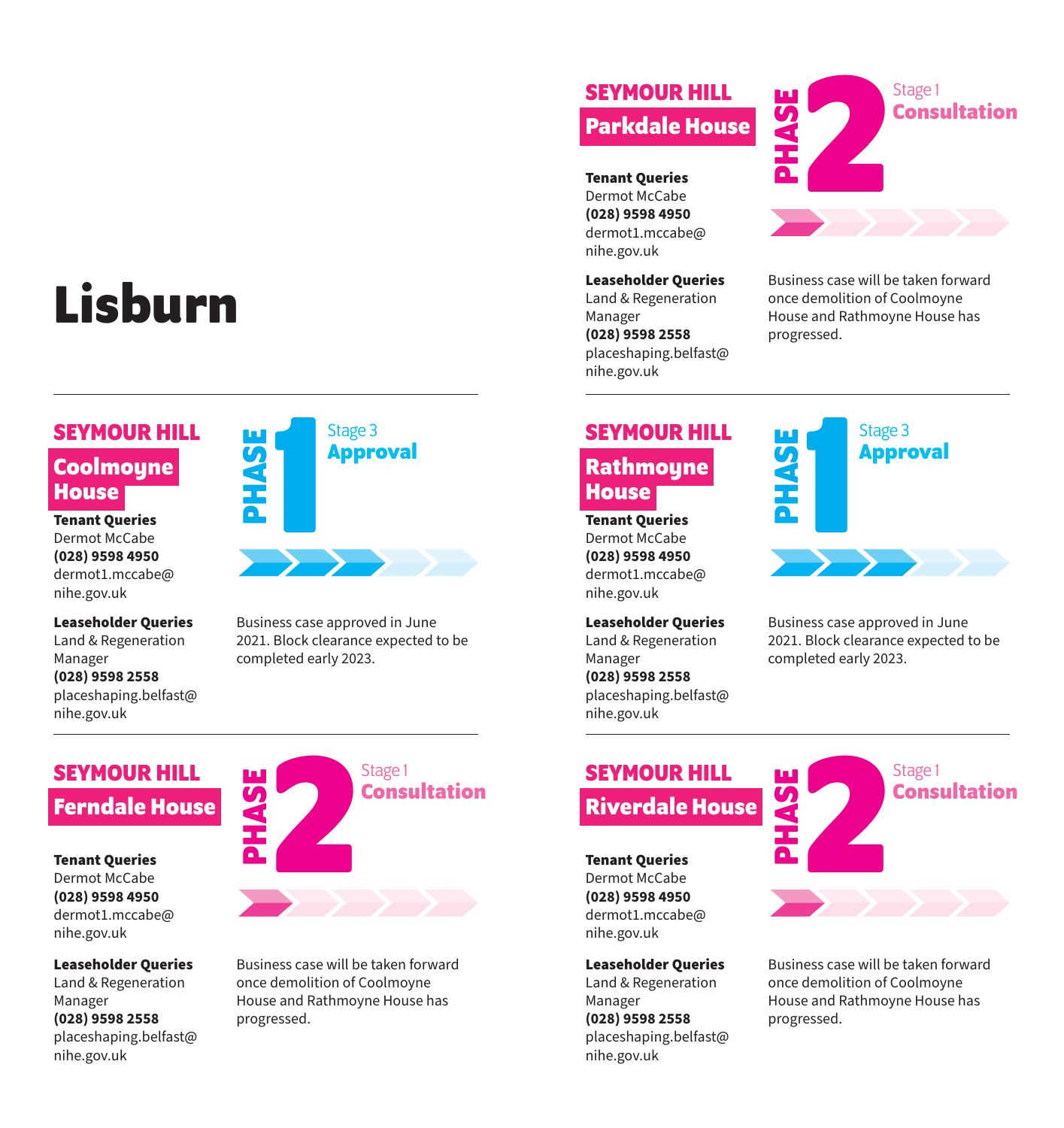# Lisburn

## SEYMOUR HILL – Parkdale House

**PHASE 2** – Stage 1 **Consultation**

**Tenant Queries**
Dermot McCabe
**(028) 9598 4950**
dermot1.mccabe@nihe.gov.uk

**Leaseholder Queries**
Land & Regeneration Manager
**(028) 9598 2558**
placeshaping.belfast@nihe.gov.uk

Business case will be taken forward once demolition of Coolmoyne House and Rathmoyne House has progressed.

## SEYMOUR HILL – Coolmoyne House

**PHASE 1** – Stage 3 **Approval**

**Tenant Queries**
Dermot McCabe
**(028) 9598 4950**
dermot1.mccabe@nihe.gov.uk

**Leaseholder Queries**
Land & Regeneration Manager
**(028) 9598 2558**
placeshaping.belfast@nihe.gov.uk

Business case approved in June 2021. Block clearance expected to be completed early 2023.

## SEYMOUR HILL – Rathmoyne House

**PHASE 1** – Stage 3 **Approval**

**Tenant Queries**
Dermot McCabe
**(028) 9598 4950**
dermot1.mccabe@nihe.gov.uk

**Leaseholder Queries**
Land & Regeneration Manager
**(028) 9598 2558**
placeshaping.belfast@nihe.gov.uk

Business case approved in June 2021. Block clearance expected to be completed early 2023.

## SEYMOUR HILL – Ferndale House

**PHASE 2** – Stage 1 **Consultation**

**Tenant Queries**
Dermot McCabe
**(028) 9598 4950**
dermot1.mccabe@nihe.gov.uk

**Leaseholder Queries**
Land & Regeneration Manager
**(028) 9598 2558**
placeshaping.belfast@nihe.gov.uk

Business case will be taken forward once demolition of Coolmoyne House and Rathmoyne House has progressed.

## SEYMOUR HILL – Riverdale House

**PHASE 2** – Stage 1 **Consultation**

**Tenant Queries**
Dermot McCabe
**(028) 9598 4950**
dermot1.mccabe@nihe.gov.uk

**Leaseholder Queries**
Land & Regeneration Manager
**(028) 9598 2558**
placeshaping.belfast@nihe.gov.uk

Business case will be taken forward once demolition of Coolmoyne House and Rathmoyne House has progressed.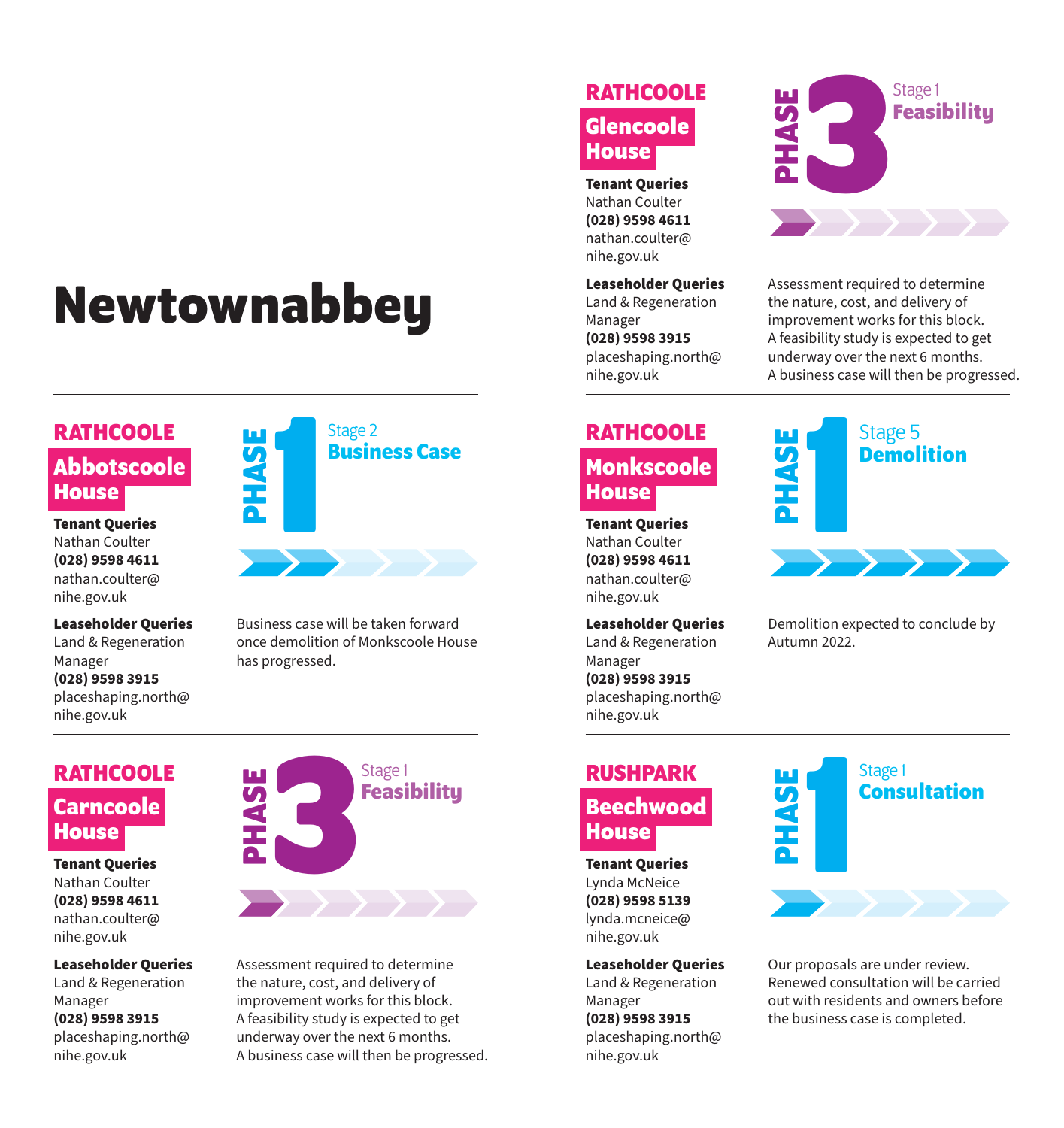# Newtownabbey

## RATHCOOLE

### Glencoole House

**PHASE 3** — Stage 1 **Feasibility**

**Tenant Queries**
Nathan Coulter
**(028) 9598 4611**
nathan.coulter@nihe.gov.uk

**Leaseholder Queries**
Land & Regeneration Manager
**(028) 9598 3915**
placeshaping.north@nihe.gov.uk

Assessment required to determine the nature, cost, and delivery of improvement works for this block. A feasibility study is expected to get underway over the next 6 months. A business case will then be progressed.

---

## RATHCOOLE

### Abbotscoole House

**PHASE 1** — Stage 2 **Business Case**

**Tenant Queries**
Nathan Coulter
**(028) 9598 4611**
nathan.coulter@nihe.gov.uk

**Leaseholder Queries**
Land & Regeneration Manager
**(028) 9598 3915**
placeshaping.north@nihe.gov.uk

Business case will be taken forward once demolition of Monkscoole House has progressed.

---

## RATHCOOLE

### Monkscoole House

**PHASE 1** — Stage 5 **Demolition**

**Tenant Queries**
Nathan Coulter
**(028) 9598 4611**
nathan.coulter@nihe.gov.uk

**Leaseholder Queries**
Land & Regeneration Manager
**(028) 9598 3915**
placeshaping.north@nihe.gov.uk

Demolition expected to conclude by Autumn 2022.

---

## RATHCOOLE

### Carncoole House

**PHASE 3** — Stage 1 **Feasibility**

**Tenant Queries**
Nathan Coulter
**(028) 9598 4611**
nathan.coulter@nihe.gov.uk

**Leaseholder Queries**
Land & Regeneration Manager
**(028) 9598 3915**
placeshaping.north@nihe.gov.uk

Assessment required to determine the nature, cost, and delivery of improvement works for this block. A feasibility study is expected to get underway over the next 6 months. A business case will then be progressed.

---

## RUSHPARK

### Beechwood House

**PHASE 1** — Stage 1 **Consultation**

**Tenant Queries**
Lynda McNeice
**(028) 9598 5139**
lynda.mcneice@nihe.gov.uk

**Leaseholder Queries**
Land & Regeneration Manager
**(028) 9598 3915**
placeshaping.north@nihe.gov.uk

Our proposals are under review. Renewed consultation will be carried out with residents and owners before the business case is completed.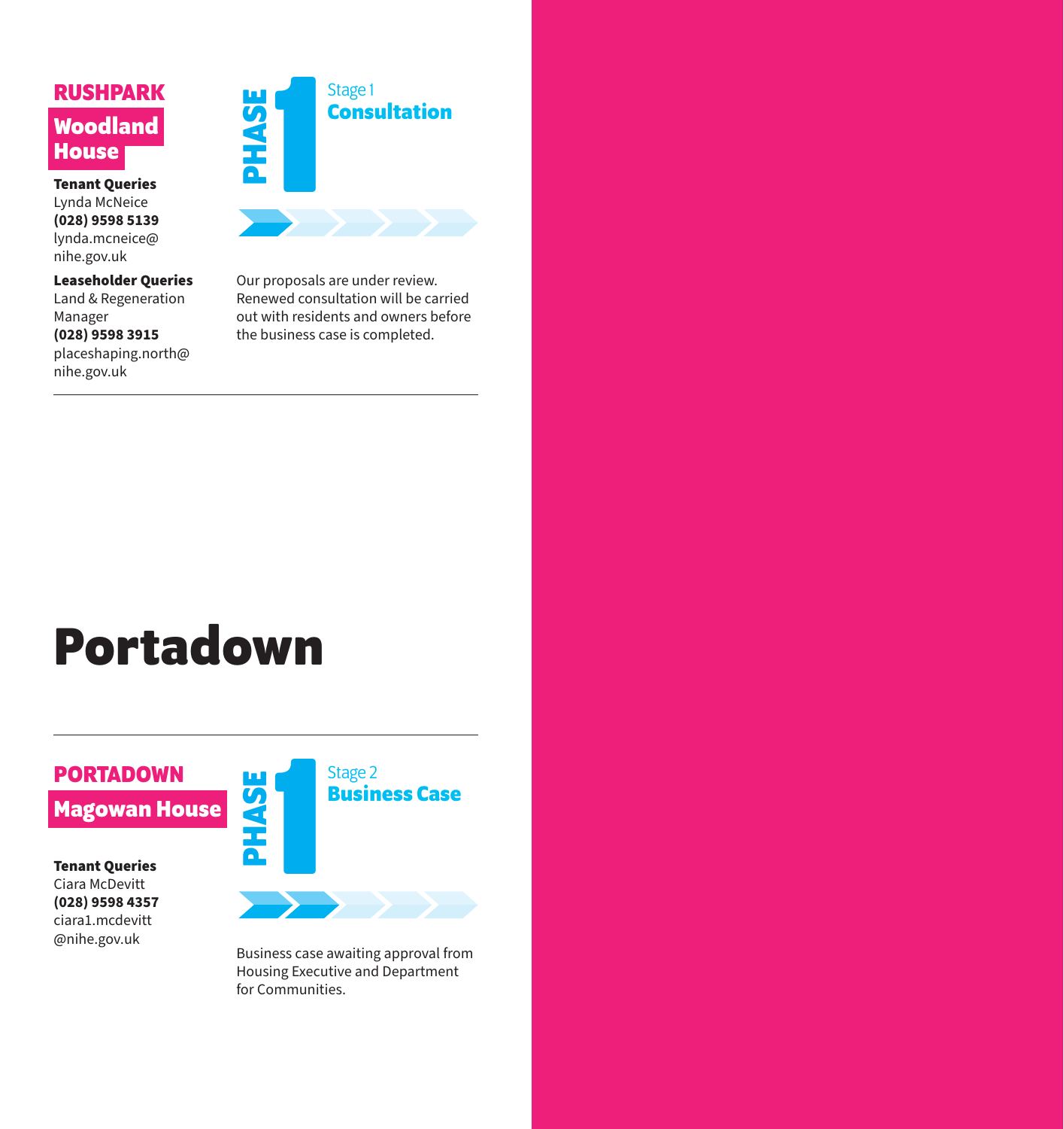## RUSHPARK

### Woodland House

**Tenant Queries**
Lynda McNeice
**(028) 9598 5139**
lynda.mcneice@nihe.gov.uk

**Leaseholder Queries**
Land & Regeneration Manager
**(028) 9598 3915**
placeshaping.north@nihe.gov.uk

**PHASE 1**
Stage 1
**Consultation**

Our proposals are under review. Renewed consultation will be carried out with residents and owners before the business case is completed.

---

# Portadown

---

## PORTADOWN

### Magowan House

**Tenant Queries**
Ciara McDevitt
**(028) 9598 4357**
ciara1.mcdevitt@nihe.gov.uk

**PHASE 1**
Stage 2
**Business Case**

Business case awaiting approval from Housing Executive and Department for Communities.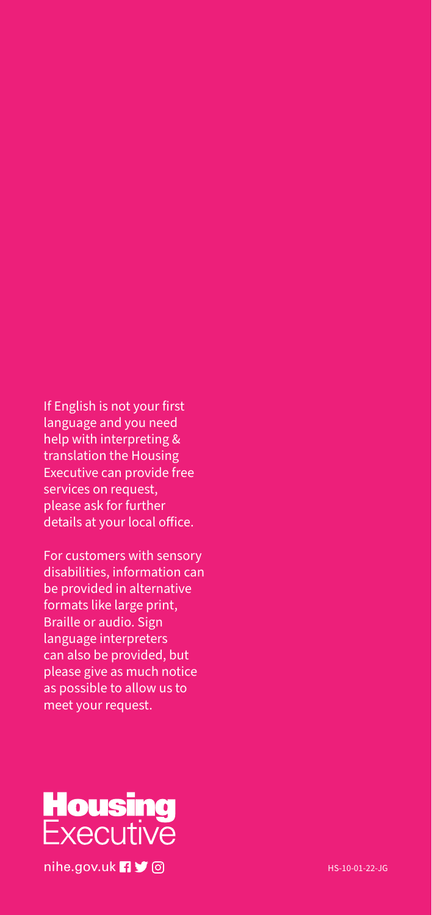If English is not your first language and you need help with interpreting & translation the Housing Executive can provide free services on request, please ask for further details at your local office.

For customers with sensory disabilities, information can be provided in alternative formats like large print, Braille or audio. Sign language interpreters can also be provided, but please give as much notice as possible to allow us to meet your request.

**Housing** Executive

nihe.gov.uk

HS-10-01-22-JG